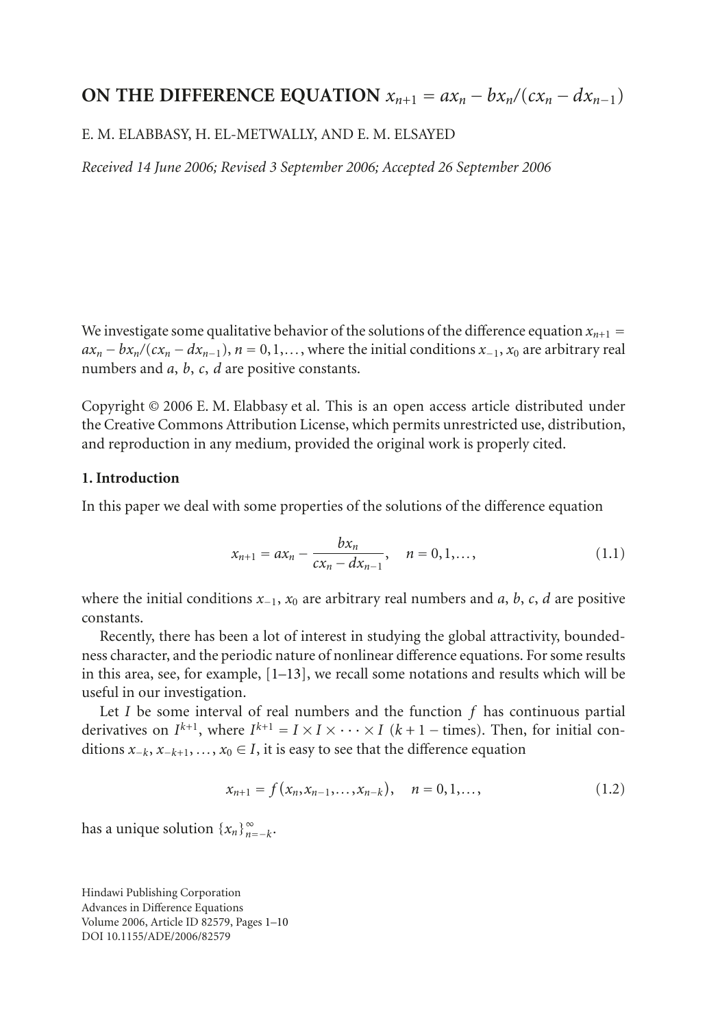# ON THE DIFFERENCE EQUATION $x_{n+1} = ax_n - bx_n/(cx_n - dx_{n-1})$

E. M. ELABBASY, H. EL-METWALLY, AND E. M. ELSAYED

*Received 14 June 2006; Revised 3 September 2006; Accepted 26 September 2006*

We investigate some qualitative behavior of the solutions of the difference equation $x_{n+1} = ax_n - bx_n/(cx_n - dx_{n-1})$, $n = 0, 1, \ldots$, where the initial conditions $x_{-1}$, $x_0$ are arbitrary real numbers and $a$, $b$, $c$, $d$ are positive constants.

Copyright © 2006 E. M. Elabbasy et al. This is an open access article distributed under the Creative Commons Attribution License, which permits unrestricted use, distribution, and reproduction in any medium, provided the original work is properly cited.

## 1. Introduction

In this paper we deal with some properties of the solutions of the difference equation

$$x_{n+1} = ax_n - \frac{bx_n}{cx_n - dx_{n-1}}, \quad n = 0, 1, \ldots, \tag{1.1}$$

where the initial conditions $x_{-1}$, $x_0$ are arbitrary real numbers and $a$, $b$, $c$, $d$ are positive constants.

Recently, there has been a lot of interest in studying the global attractivity, boundedness character, and the periodic nature of nonlinear difference equations. For some results in this area, see, for example, [1–13], we recall some notations and results which will be useful in our investigation.

Let $I$ be some interval of real numbers and the function $f$ has continuous partial derivatives on $I^{k+1}$, where $I^{k+1} = I \times I \times \cdots \times I$ ($k+1$ − times). Then, for initial conditions $x_{-k}, x_{-k+1}, \ldots, x_0 \in I$, it is easy to see that the difference equation

$$x_{n+1} = f(x_n, x_{n-1}, \ldots, x_{n-k}), \quad n = 0, 1, \ldots, \tag{1.2}$$

has a unique solution $\{x_n\}_{n=-k}^{\infty}$.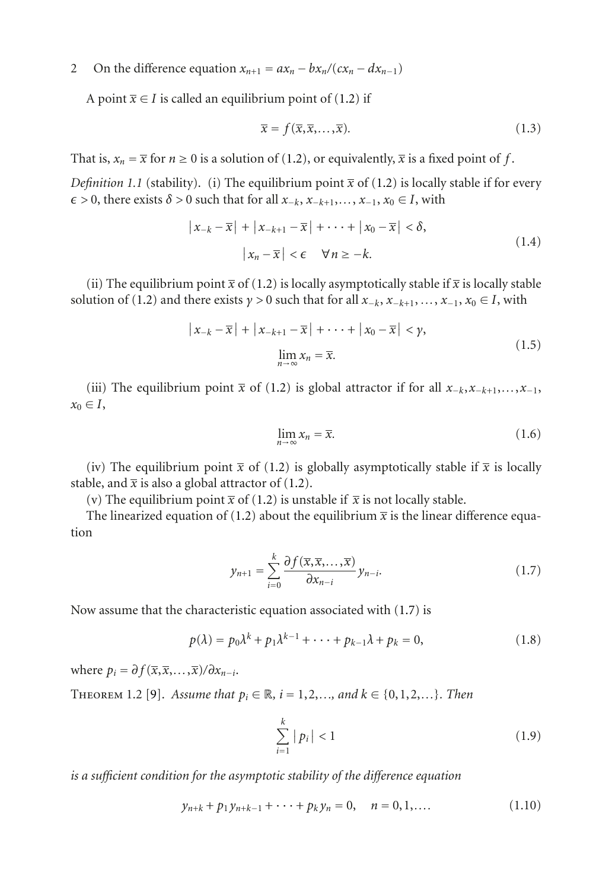A point $\overline{x} \in I$ is called an equilibrium point of (1.2) if

$$\overline{x} = f(\overline{x}, \overline{x}, \ldots, \overline{x}). \tag{1.3}$$

That is, $x_n = \overline{x}$ for $n \geq 0$ is a solution of (1.2), or equivalently, $\overline{x}$ is a fixed point of $f$.

*Definition 1.1* (stability). (i) The equilibrium point $\overline{x}$ of (1.2) is locally stable if for every $\epsilon > 0$, there exists $\delta > 0$ such that for all $x_{-k}, x_{-k+1}, \ldots, x_{-1}, x_0 \in I$, with

$$\begin{gathered} \left| x_{-k} - \overline{x} \right| + \left| x_{-k+1} - \overline{x} \right| + \cdots + \left| x_0 - \overline{x} \right| < \delta, \\ \left| x_n - \overline{x} \right| < \epsilon \quad \forall n \geq -k. \end{gathered} \tag{1.4}$$

(ii) The equilibrium point $\overline{x}$ of (1.2) is locally asymptotically stable if $\overline{x}$ is locally stable solution of (1.2) and there exists $\gamma > 0$ such that for all $x_{-k}, x_{-k+1}, \ldots, x_{-1}, x_0 \in I$, with

$$\begin{gathered} \left| x_{-k} - \overline{x} \right| + \left| x_{-k+1} - \overline{x} \right| + \cdots + \left| x_0 - \overline{x} \right| < \gamma, \\ \lim_{n \to \infty} x_n = \overline{x}. \end{gathered} \tag{1.5}$$

(iii) The equilibrium point $\overline{x}$ of (1.2) is global attractor if for all $x_{-k}, x_{-k+1}, \ldots, x_{-1}, x_0 \in I$,

$$\lim_{n \to \infty} x_n = \overline{x}. \tag{1.6}$$

(iv) The equilibrium point $\overline{x}$ of (1.2) is globally asymptotically stable if $\overline{x}$ is locally stable, and $\overline{x}$ is also a global attractor of (1.2).

(v) The equilibrium point $\overline{x}$ of (1.2) is unstable if $\overline{x}$ is not locally stable.

The linearized equation of (1.2) about the equilibrium $\overline{x}$ is the linear difference equation

$$y_{n+1} = \sum_{i=0}^{k} \frac{\partial f(\overline{x}, \overline{x}, \ldots, \overline{x})}{\partial x_{n-i}} y_{n-i}. \tag{1.7}$$

Now assume that the characteristic equation associated with (1.7) is

$$p(\lambda) = p_0 \lambda^k + p_1 \lambda^{k-1} + \cdots + p_{k-1} \lambda + p_k = 0, \tag{1.8}$$

where $p_i = \partial f(\overline{x}, \overline{x}, \ldots, \overline{x}) / \partial x_{n-i}$.

Theorem 1.2 [9]. *Assume that $p_i \in \mathbb{R}$, $i = 1, 2, \ldots$, and $k \in \{0, 1, 2, \ldots\}$. Then*

$$\sum_{i=1}^{k} \left| p_i \right| < 1 \tag{1.9}$$

*is a sufficient condition for the asymptotic stability of the difference equation*

$$y_{n+k} + p_1 y_{n+k-1} + \cdots + p_k y_n = 0, \quad n = 0, 1, \ldots. \tag{1.10}$$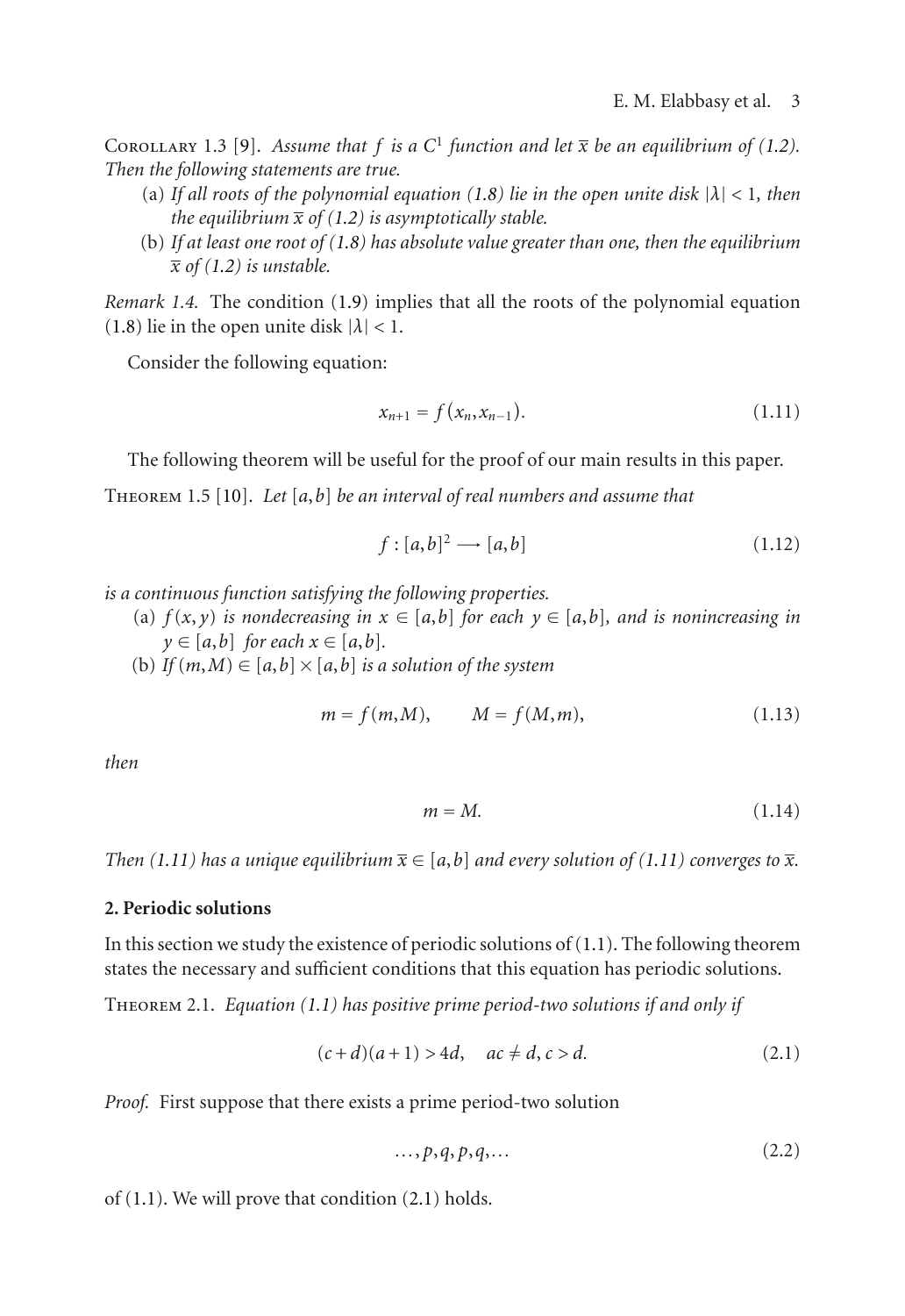Corollary 1.3 [9]. *Assume that $f$ is a $C^1$ function and let $\bar{x}$ be an equilibrium of (1.2). Then the following statements are true.*

(a) *If all roots of the polynomial equation (1.8) lie in the open unite disk $|\lambda| < 1$, then the equilibrium $\bar{x}$ of (1.2) is asymptotically stable.*

(b) *If at least one root of (1.8) has absolute value greater than one, then the equilibrium $\bar{x}$ of (1.2) is unstable.*

*Remark 1.4.* The condition (1.9) implies that all the roots of the polynomial equation (1.8) lie in the open unite disk $|\lambda| < 1$.

Consider the following equation:

$$x_{n+1} = f(x_n, x_{n-1}). \tag{1.11}$$

The following theorem will be useful for the proof of our main results in this paper.

Theorem 1.5 [10]. *Let $[a,b]$ be an interval of real numbers and assume that*

$$f : [a,b]^2 \longrightarrow [a,b] \tag{1.12}$$

*is a continuous function satisfying the following properties.*

(a) *$f(x,y)$ is nondecreasing in $x \in [a,b]$ for each $y \in [a,b]$, and is nonincreasing in $y \in [a,b]$ for each $x \in [a,b]$.*

(b) *If $(m,M) \in [a,b] \times [a,b]$ is a solution of the system*

$$m = f(m,M), \qquad M = f(M,m), \tag{1.13}$$

*then*

$$m = M. \tag{1.14}$$

*Then (1.11) has a unique equilibrium $\bar{x} \in [a,b]$ and every solution of (1.11) converges to $\bar{x}$.*

## 2. Periodic solutions

In this section we study the existence of periodic solutions of (1.1). The following theorem states the necessary and sufficient conditions that this equation has periodic solutions.

Theorem 2.1. *Equation (1.1) has positive prime period-two solutions if and only if*

$$(c+d)(a+1) > 4d, \quad ac \neq d, \; c > d. \tag{2.1}$$

*Proof.* First suppose that there exists a prime period-two solution

$$\ldots, p, q, p, q, \ldots \tag{2.2}$$

of (1.1). We will prove that condition (2.1) holds.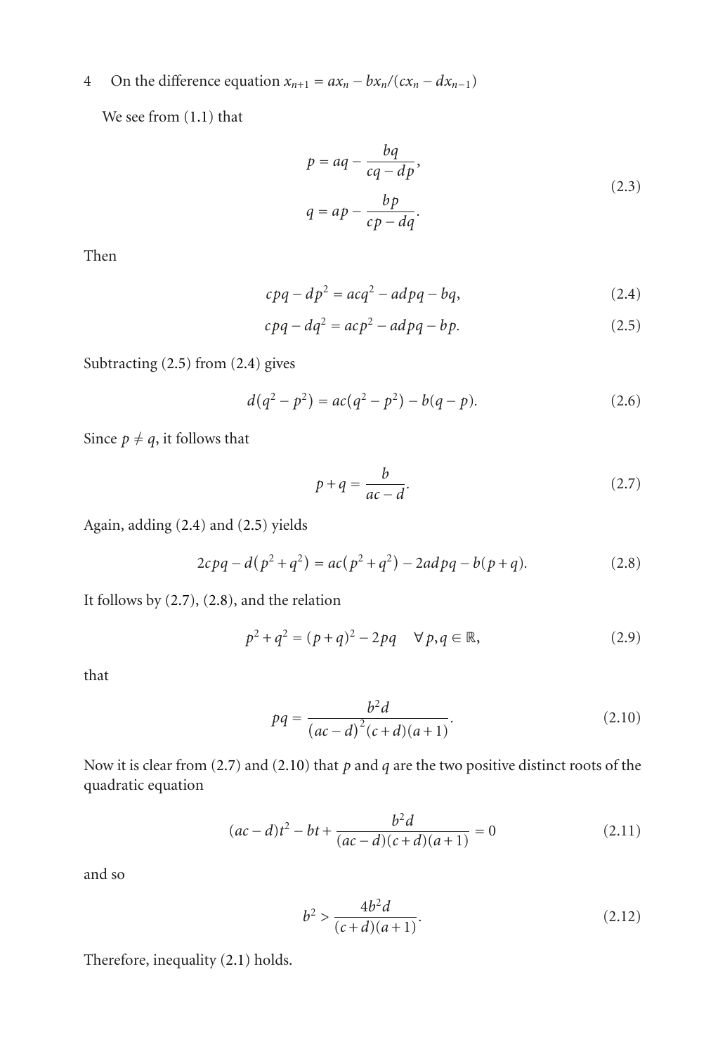We see from (1.1) that

$$
\begin{aligned}
p &= aq - \frac{bq}{cq - dp},\\
q &= ap - \frac{bp}{cp - dq}.
\end{aligned}
\tag{2.3}
$$

Then

$$
cpq - dp^2 = acq^2 - adpq - bq, \tag{2.4}
$$

$$
cpq - dq^2 = acp^2 - adpq - bp. \tag{2.5}
$$

Subtracting (2.5) from (2.4) gives

$$
d(q^2 - p^2) = ac(q^2 - p^2) - b(q - p). \tag{2.6}
$$

Since $p \neq q$, it follows that

$$
p + q = \frac{b}{ac - d}. \tag{2.7}
$$

Again, adding (2.4) and (2.5) yields

$$
2cpq - d(p^2 + q^2) = ac(p^2 + q^2) - 2adpq - b(p + q). \tag{2.8}
$$

It follows by (2.7), (2.8), and the relation

$$
p^2 + q^2 = (p + q)^2 - 2pq \quad \forall p, q \in \mathbb{R}, \tag{2.9}
$$

that

$$
pq = \frac{b^2 d}{(ac - d)^2 (c + d)(a + 1)}. \tag{2.10}
$$

Now it is clear from (2.7) and (2.10) that $p$ and $q$ are the two positive distinct roots of the quadratic equation

$$
(ac - d)t^2 - bt + \frac{b^2 d}{(ac - d)(c + d)(a + 1)} = 0 \tag{2.11}
$$

and so

$$
b^2 > \frac{4b^2 d}{(c + d)(a + 1)}. \tag{2.12}
$$

Therefore, inequality (2.1) holds.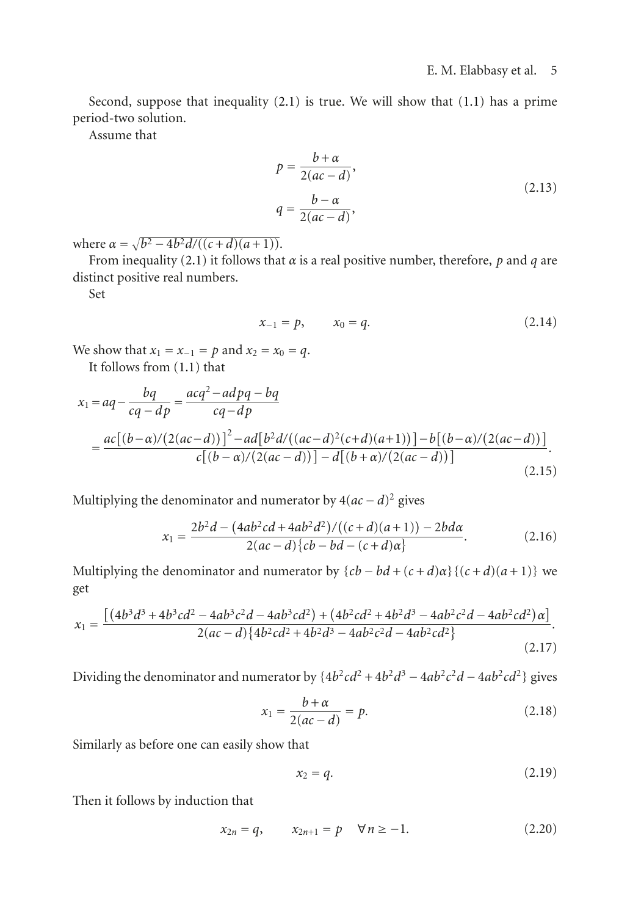Second, suppose that inequality (2.1) is true. We will show that (1.1) has a prime period-two solution.

Assume that

$$
\begin{aligned}
p &= \frac{b+\alpha}{2(ac-d)}, \\
q &= \frac{b-\alpha}{2(ac-d)},
\end{aligned}
\tag{2.13}
$$

where $\alpha = \sqrt{b^2 - 4b^2d/((c+d)(a+1))}$.

From inequality (2.1) it follows that $\alpha$ is a real positive number, therefore, $p$ and $q$ are distinct positive real numbers.

Set

$$
x_{-1} = p, \qquad x_0 = q. \tag{2.14}
$$

We show that $x_1 = x_{-1} = p$ and $x_2 = x_0 = q$.

It follows from (1.1) that

$$
\begin{aligned}
x_1 &= aq - \frac{bq}{cq-dp} = \frac{acq^2 - adpq - bq}{cq-dp} \\
&= \frac{ac\left[(b-\alpha)/(2(ac-d))\right]^2 - ad\left[b^2d/((ac-d)^2(c+d)(a+1))\right] - b\left[(b-\alpha)/(2(ac-d))\right]}{c\left[(b-\alpha)/(2(ac-d))\right] - d\left[(b+\alpha)/(2(ac-d))\right]}.
\end{aligned}
\tag{2.15}
$$

Multiplying the denominator and numerator by $4(ac-d)^2$ gives

$$
x_1 = \frac{2b^2d - (4ab^2cd + 4ab^2d^2)/((c+d)(a+1)) - 2bd\alpha}{2(ac-d)\{cb - bd - (c+d)\alpha\}}. \tag{2.16}
$$

Multiplying the denominator and numerator by $\{cb - bd + (c+d)\alpha\}\{(c+d)(a+1)\}$ we get

$$
x_1 = \frac{\left[(4b^3d^3 + 4b^3cd^2 - 4ab^3c^2d - 4ab^3cd^2) + (4b^2cd^2 + 4b^2d^3 - 4ab^2c^2d - 4ab^2cd^2)\alpha\right]}{2(ac-d)\{4b^2cd^2 + 4b^2d^3 - 4ab^2c^2d - 4ab^2cd^2\}}. \tag{2.17}
$$

Dividing the denominator and numerator by $\{4b^2cd^2 + 4b^2d^3 - 4ab^2c^2d - 4ab^2cd^2\}$ gives

$$
x_1 = \frac{b+\alpha}{2(ac-d)} = p. \tag{2.18}
$$

Similarly as before one can easily show that

$$
x_2 = q. \tag{2.19}
$$

Then it follows by induction that

$$
x_{2n} = q, \qquad x_{2n+1} = p \quad \forall n \geq -1. \tag{2.20}
$$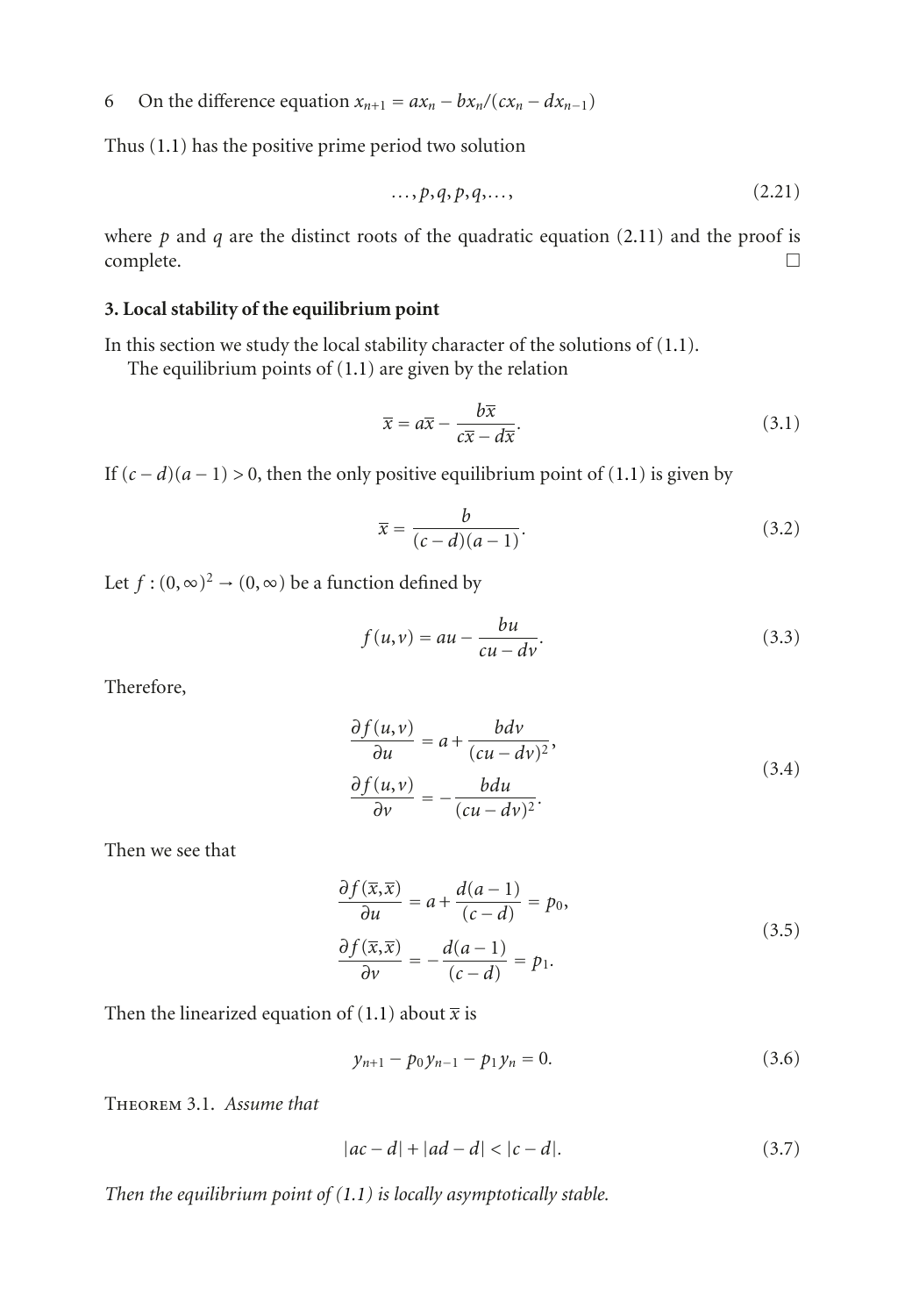Thus (1.1) has the positive prime period two solution

$$\ldots, p, q, p, q, \ldots, \tag{2.21}$$

where $p$ and $q$ are the distinct roots of the quadratic equation (2.11) and the proof is complete. □

### 3. Local stability of the equilibrium point

In this section we study the local stability character of the solutions of (1.1).

The equilibrium points of (1.1) are given by the relation

$$\overline{x} = a\overline{x} - \frac{b\overline{x}}{c\overline{x} - d\overline{x}}. \tag{3.1}$$

If $(c-d)(a-1) > 0$, then the only positive equilibrium point of (1.1) is given by

$$\overline{x} = \frac{b}{(c-d)(a-1)}. \tag{3.2}$$

Let $f : (0,\infty)^2 \to (0,\infty)$ be a function defined by

$$f(u,v) = au - \frac{bu}{cu - dv}. \tag{3.3}$$

Therefore,

$$\begin{aligned} \frac{\partial f(u,v)}{\partial u} &= a + \frac{bdv}{(cu-dv)^2}, \\ \frac{\partial f(u,v)}{\partial v} &= -\frac{bdu}{(cu-dv)^2}. \end{aligned} \tag{3.4}$$

Then we see that

$$\begin{aligned} \frac{\partial f(\overline{x},\overline{x})}{\partial u} &= a + \frac{d(a-1)}{(c-d)} = p_0, \\ \frac{\partial f(\overline{x},\overline{x})}{\partial v} &= -\frac{d(a-1)}{(c-d)} = p_1. \end{aligned} \tag{3.5}$$

Then the linearized equation of (1.1) about $\overline{x}$ is

$$y_{n+1} - p_0 y_{n-1} - p_1 y_n = 0. \tag{3.6}$$

Theorem 3.1. *Assume that*

$$|ac - d| + |ad - d| < |c - d|. \tag{3.7}$$

*Then the equilibrium point of (1.1) is locally asymptotically stable.*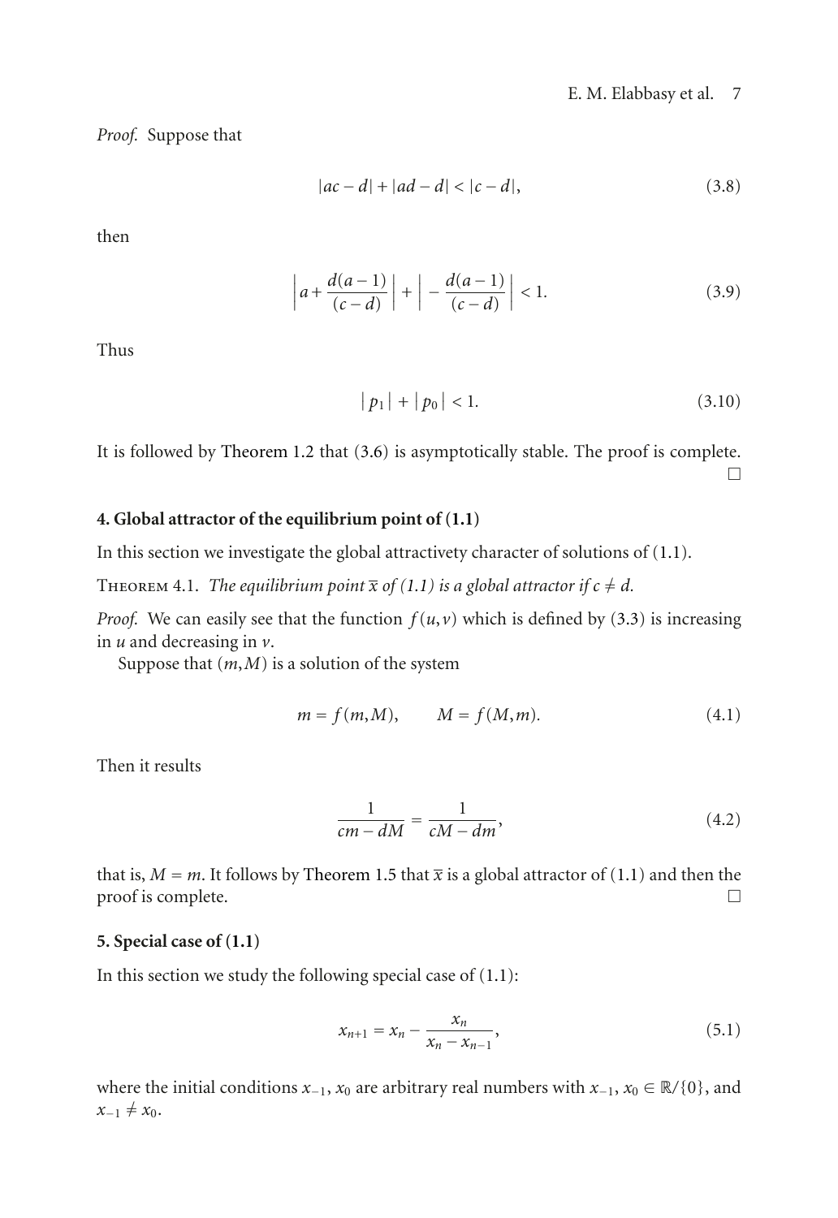*Proof.* Suppose that

$$|ac-d|+|ad-d|<|c-d|, \tag{3.8}$$

then

$$\left|a+\frac{d(a-1)}{(c-d)}\right|+\left|-\frac{d(a-1)}{(c-d)}\right|<1. \tag{3.9}$$

Thus

$$|p_1|+|p_0|<1. \tag{3.10}$$

It is followed by Theorem 1.2 that (3.6) is asymptotically stable. The proof is complete. □

## 4. Global attractor of the equilibrium point of (1.1)

In this section we investigate the global attractivety character of solutions of (1.1).

Theorem 4.1. *The equilibrium point $\overline{x}$ of (1.1) is a global attractor if $c \neq d$.*

*Proof.* We can easily see that the function $f(u,v)$ which is defined by (3.3) is increasing in $u$ and decreasing in $v$.

Suppose that $(m,M)$ is a solution of the system

$$m=f(m,M), \qquad M=f(M,m). \tag{4.1}$$

Then it results

$$\frac{1}{cm-dM}=\frac{1}{cM-dm}, \tag{4.2}$$

that is, $M=m$. It follows by Theorem 1.5 that $\overline{x}$ is a global attractor of (1.1) and then the proof is complete. □

## 5. Special case of (1.1)

In this section we study the following special case of (1.1):

$$x_{n+1}=x_n-\frac{x_n}{x_n-x_{n-1}}, \tag{5.1}$$

where the initial conditions $x_{-1}$, $x_0$ are arbitrary real numbers with $x_{-1}, x_0 \in \mathbb{R}/\{0\}$, and $x_{-1} \neq x_0$.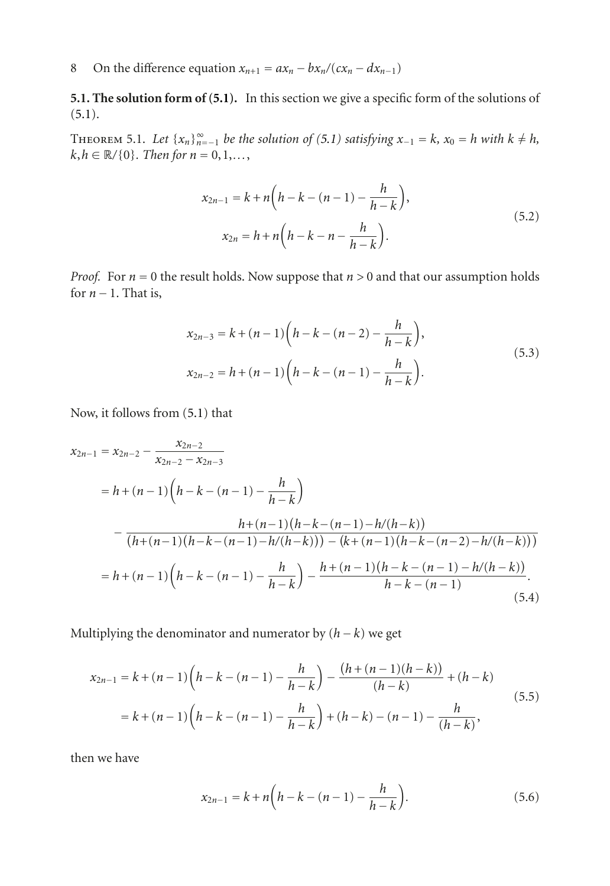**5.1. The solution form of (5.1).** In this section we give a specific form of the solutions of (5.1).

Theorem 5.1. *Let $\{x_n\}_{n=-1}^{\infty}$ be the solution of (5.1) satisfying $x_{-1} = k$, $x_0 = h$ with $k \neq h$, $k, h \in \mathbb{R}/\{0\}$. Then for $n = 0, 1, \ldots,$*

$$
\begin{aligned}
x_{2n-1} &= k + n\left(h - k - (n-1) - \frac{h}{h-k}\right), \\
x_{2n} &= h + n\left(h - k - n - \frac{h}{h-k}\right).
\end{aligned}
\tag{5.2}
$$

*Proof.* For $n = 0$ the result holds. Now suppose that $n > 0$ and that our assumption holds for $n - 1$. That is,

$$
\begin{aligned}
x_{2n-3} &= k + (n-1)\left(h - k - (n-2) - \frac{h}{h-k}\right), \\
x_{2n-2} &= h + (n-1)\left(h - k - (n-1) - \frac{h}{h-k}\right).
\end{aligned}
\tag{5.3}
$$

Now, it follows from (5.1) that

$$
\begin{aligned}
x_{2n-1} &= x_{2n-2} - \frac{x_{2n-2}}{x_{2n-2} - x_{2n-3}} \\
&= h + (n-1)\left(h - k - (n-1) - \frac{h}{h-k}\right) \\
&\quad - \frac{h+(n-1)\big(h-k-(n-1)-h/(h-k)\big)}{\big(h+(n-1)(h-k-(n-1)-h/(h-k))\big) - \big(k+(n-1)(h-k-(n-2)-h/(h-k))\big)} \\
&= h + (n-1)\left(h - k - (n-1) - \frac{h}{h-k}\right) - \frac{h + (n-1)\big(h - k - (n-1) - h/(h-k)\big)}{h - k - (n-1)}.
\end{aligned}
\tag{5.4}
$$

Multiplying the denominator and numerator by $(h - k)$ we get

$$
\begin{aligned}
x_{2n-1} &= k + (n-1)\left(h - k - (n-1) - \frac{h}{h-k}\right) - \frac{\big(h + (n-1)(h-k)\big)}{(h-k)} + (h-k) \\
&= k + (n-1)\left(h - k - (n-1) - \frac{h}{h-k}\right) + (h-k) - (n-1) - \frac{h}{(h-k)},
\end{aligned}
\tag{5.5}
$$

then we have

$$
x_{2n-1} = k + n\left(h - k - (n-1) - \frac{h}{h-k}\right).
\tag{5.6}
$$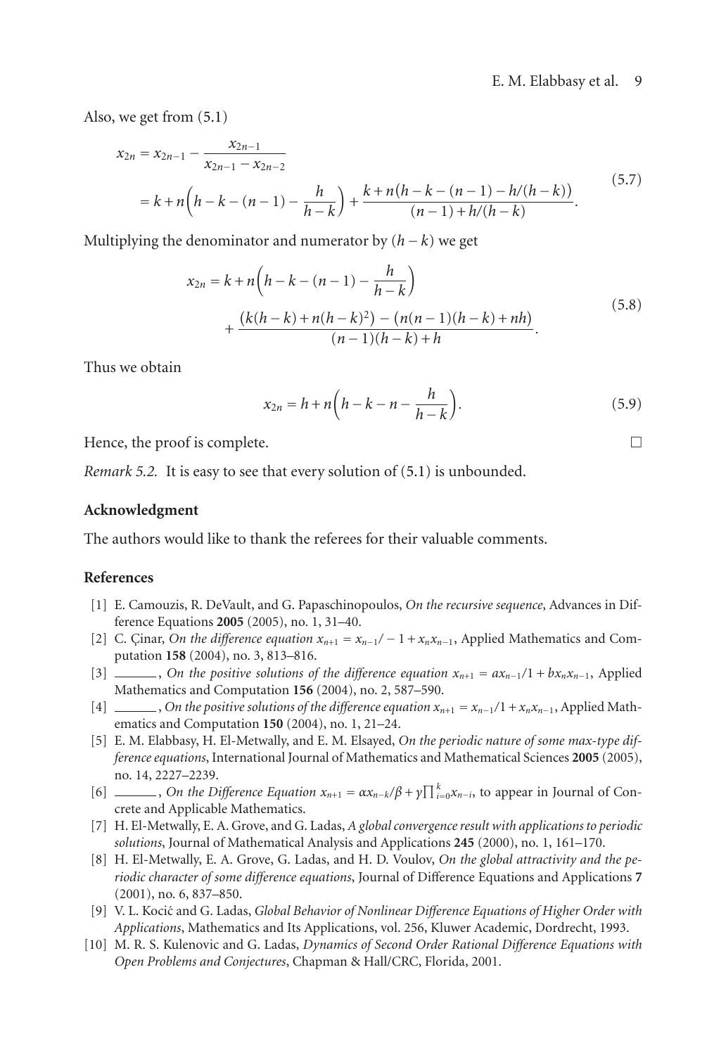Also, we get from (5.1)

$$
\begin{aligned}
x_{2n} &= x_{2n-1} - \frac{x_{2n-1}}{x_{2n-1} - x_{2n-2}} \\
&= k + n\left(h - k - (n-1) - \frac{h}{h-k}\right) + \frac{k + n\big(h - k - (n-1) - h/(h-k)\big)}{(n-1) + h/(h-k)}.
\end{aligned}
\tag{5.7}
$$

Multiplying the denominator and numerator by $(h-k)$ we get

$$
\begin{aligned}
x_{2n} = k &+ n\left(h - k - (n-1) - \frac{h}{h-k}\right) \\
&+ \frac{\big(k(h-k) + n(h-k)^2\big) - \big(n(n-1)(h-k) + nh\big)}{(n-1)(h-k) + h}.
\end{aligned}
\tag{5.8}
$$

Thus we obtain

$$
x_{2n} = h + n\left(h - k - n - \frac{h}{h-k}\right).
\tag{5.9}
$$

Hence, the proof is complete. □

*Remark 5.2.* It is easy to see that every solution of (5.1) is unbounded.

## Acknowledgment

The authors would like to thank the referees for their valuable comments.

## References

[1] E. Camouzis, R. DeVault, and G. Papaschinopoulos, *On the recursive sequence*, Advances in Difference Equations **2005** (2005), no. 1, 31–40.

[2] C. Çinar, *On the difference equation $x_{n+1} = x_{n-1}/-1 + x_n x_{n-1}$*, Applied Mathematics and Computation **158** (2004), no. 3, 813–816.

[3] ______, *On the positive solutions of the difference equation $x_{n+1} = ax_{n-1}/1 + bx_n x_{n-1}$*, Applied Mathematics and Computation **156** (2004), no. 2, 587–590.

[4] ______, *On the positive solutions of the difference equation $x_{n+1} = x_{n-1}/1 + x_n x_{n-1}$*, Applied Mathematics and Computation **150** (2004), no. 1, 21–24.

[5] E. M. Elabbasy, H. El-Metwally, and E. M. Elsayed, *On the periodic nature of some max-type difference equations*, International Journal of Mathematics and Mathematical Sciences **2005** (2005), no. 14, 2227–2239.

[6] ______, *On the Difference Equation $x_{n+1} = \alpha x_{n-k}/\beta + \gamma\prod_{i=0}^{k} x_{n-i}$*, to appear in Journal of Concrete and Applicable Mathematics.

[7] H. El-Metwally, E. A. Grove, and G. Ladas, *A global convergence result with applications to periodic solutions*, Journal of Mathematical Analysis and Applications **245** (2000), no. 1, 161–170.

[8] H. El-Metwally, E. A. Grove, G. Ladas, and H. D. Voulov, *On the global attractivity and the periodic character of some difference equations*, Journal of Difference Equations and Applications **7** (2001), no. 6, 837–850.

[9] V. L. Kocić and G. Ladas, *Global Behavior of Nonlinear Difference Equations of Higher Order with Applications*, Mathematics and Its Applications, vol. 256, Kluwer Academic, Dordrecht, 1993.

[10] M. R. S. Kulenovic and G. Ladas, *Dynamics of Second Order Rational Difference Equations with Open Problems and Conjectures*, Chapman & Hall/CRC, Florida, 2001.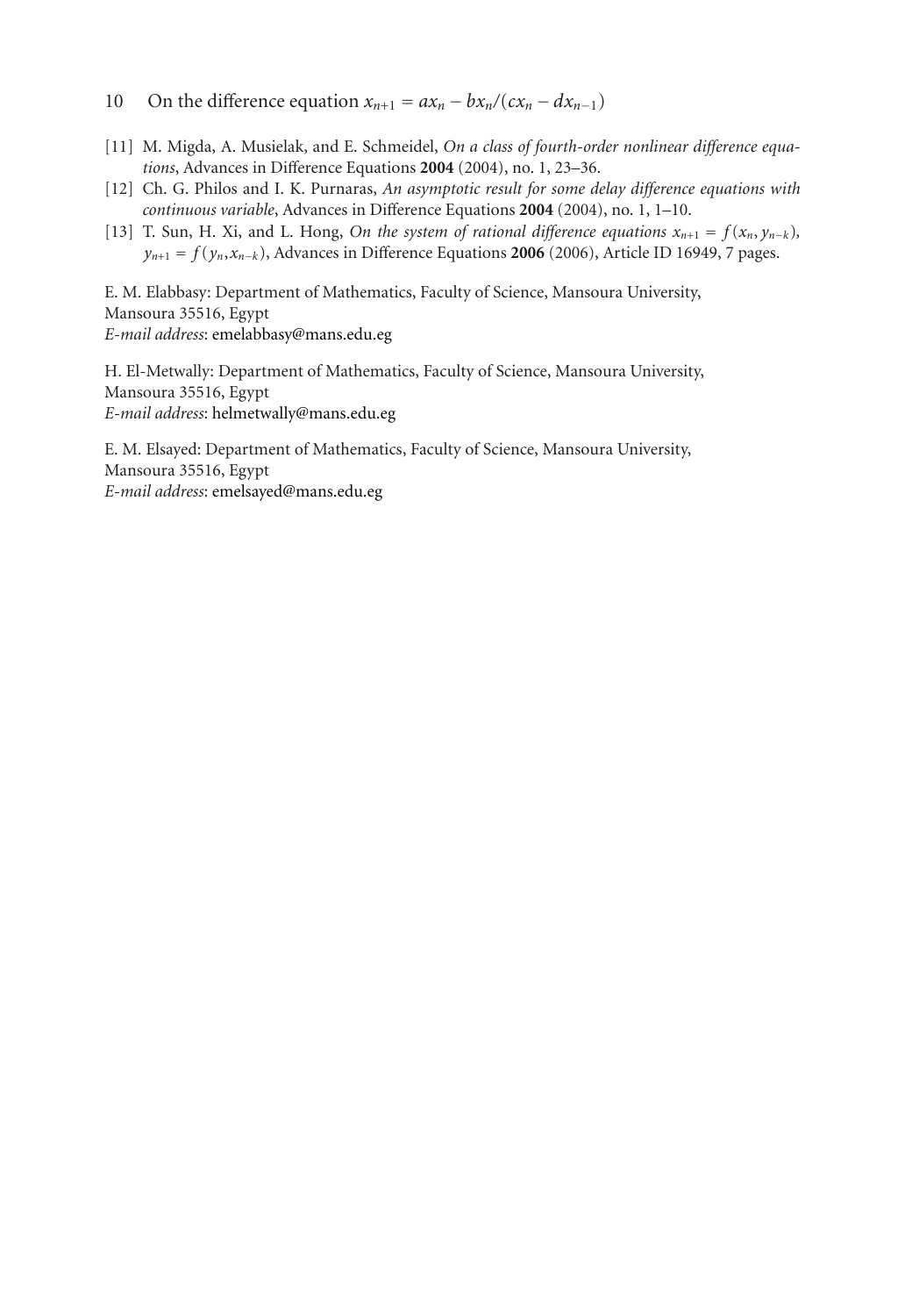[11] M. Migda, A. Musielak, and E. Schmeidel, *On a class of fourth-order nonlinear difference equations*, Advances in Difference Equations **2004** (2004), no. 1, 23–36.

[12] Ch. G. Philos and I. K. Purnaras, *An asymptotic result for some delay difference equations with continuous variable*, Advances in Difference Equations **2004** (2004), no. 1, 1–10.

[13] T. Sun, H. Xi, and L. Hong, *On the system of rational difference equations* $x_{n+1} = f(x_n, y_{n-k})$, $y_{n+1} = f(y_n, x_{n-k})$, Advances in Difference Equations **2006** (2006), Article ID 16949, 7 pages.

E. M. Elabbasy: Department of Mathematics, Faculty of Science, Mansoura University, Mansoura 35516, Egypt
*E-mail address*: emelabbasy@mans.edu.eg

H. El-Metwally: Department of Mathematics, Faculty of Science, Mansoura University, Mansoura 35516, Egypt
*E-mail address*: helmetwally@mans.edu.eg

E. M. Elsayed: Department of Mathematics, Faculty of Science, Mansoura University, Mansoura 35516, Egypt
*E-mail address*: emelsayed@mans.edu.eg